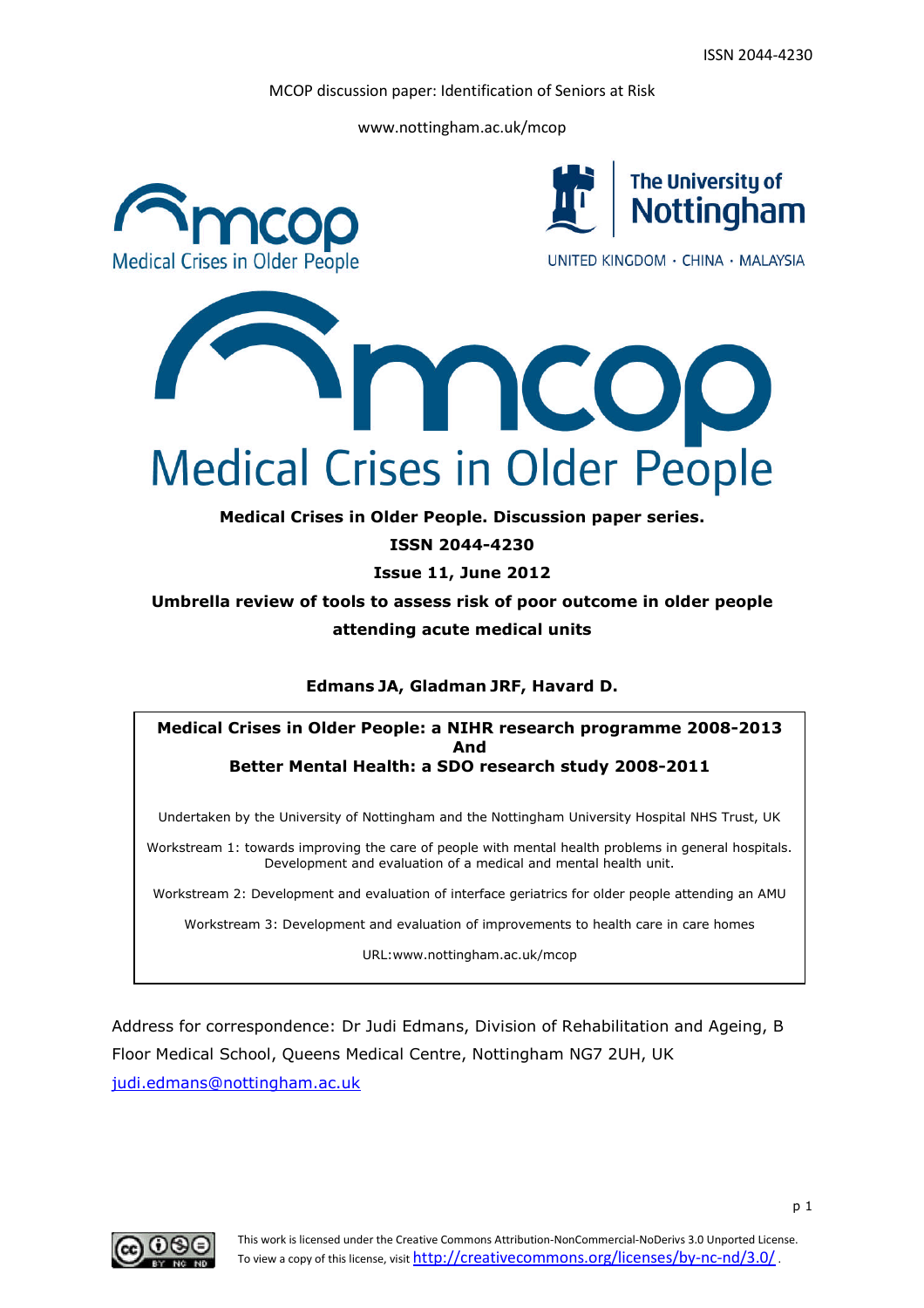ISSN 2044-4230

MCOP discussion paper: Identification of Seniors at Risk

www.nottingham.ac.uk/mcop

**Medical Crises in Older People. Discussion paper series.**

**ISSN 2044-4230**

**Issue 11, June 2012**

# Umbrella review of tools to assess risk of poor outcome in older people attending acute medical units

**Edmans JA, Gladman JRF, Havard D.**

---

**Medical Crises in Older People: a NIHR research programme 2008-2013**
**And**
**Better Mental Health: a SDO research study 2008-2011**

Undertaken by the University of Nottingham and the Nottingham University Hospital NHS Trust, UK

Workstream 1: towards improving the care of people with mental health problems in general hospitals. Development and evaluation of a medical and mental health unit.

Workstream 2: Development and evaluation of interface geriatrics for older people attending an AMU

Workstream 3: Development and evaluation of improvements to health care in care homes

URL:www.nottingham.ac.uk/mcop

---

Address for correspondence: Dr Judi Edmans, Division of Rehabilitation and Ageing, B Floor Medical School, Queens Medical Centre, Nottingham NG7 2UH, UK
judi.edmans@nottingham.ac.uk

This work is licensed under the Creative Commons Attribution-NonCommercial-NoDerivs 3.0 Unported License. To view a copy of this license, visit http://creativecommons.org/licenses/by-nc-nd/3.0/.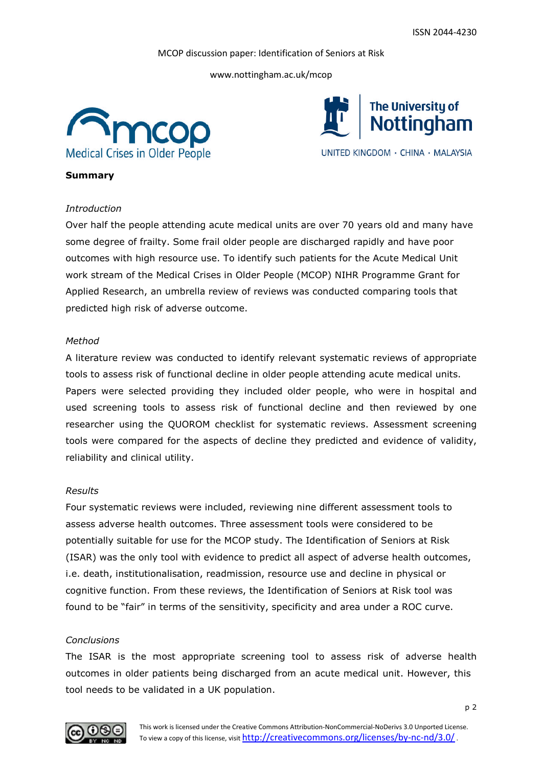**Summary**

*Introduction*

Over half the people attending acute medical units are over 70 years old and many have some degree of frailty. Some frail older people are discharged rapidly and have poor outcomes with high resource use. To identify such patients for the Acute Medical Unit work stream of the Medical Crises in Older People (MCOP) NIHR Programme Grant for Applied Research, an umbrella review of reviews was conducted comparing tools that predicted high risk of adverse outcome.

*Method*

A literature review was conducted to identify relevant systematic reviews of appropriate tools to assess risk of functional decline in older people attending acute medical units. Papers were selected providing they included older people, who were in hospital and used screening tools to assess risk of functional decline and then reviewed by one researcher using the QUOROM checklist for systematic reviews. Assessment screening tools were compared for the aspects of decline they predicted and evidence of validity, reliability and clinical utility.

*Results*

Four systematic reviews were included, reviewing nine different assessment tools to assess adverse health outcomes. Three assessment tools were considered to be potentially suitable for use for the MCOP study. The Identification of Seniors at Risk (ISAR) was the only tool with evidence to predict all aspect of adverse health outcomes, i.e. death, institutionalisation, readmission, resource use and decline in physical or cognitive function. From these reviews, the Identification of Seniors at Risk tool was found to be "fair" in terms of the sensitivity, specificity and area under a ROC curve.

*Conclusions*

The ISAR is the most appropriate screening tool to assess risk of adverse health outcomes in older patients being discharged from an acute medical unit. However, this tool needs to be validated in a UK population.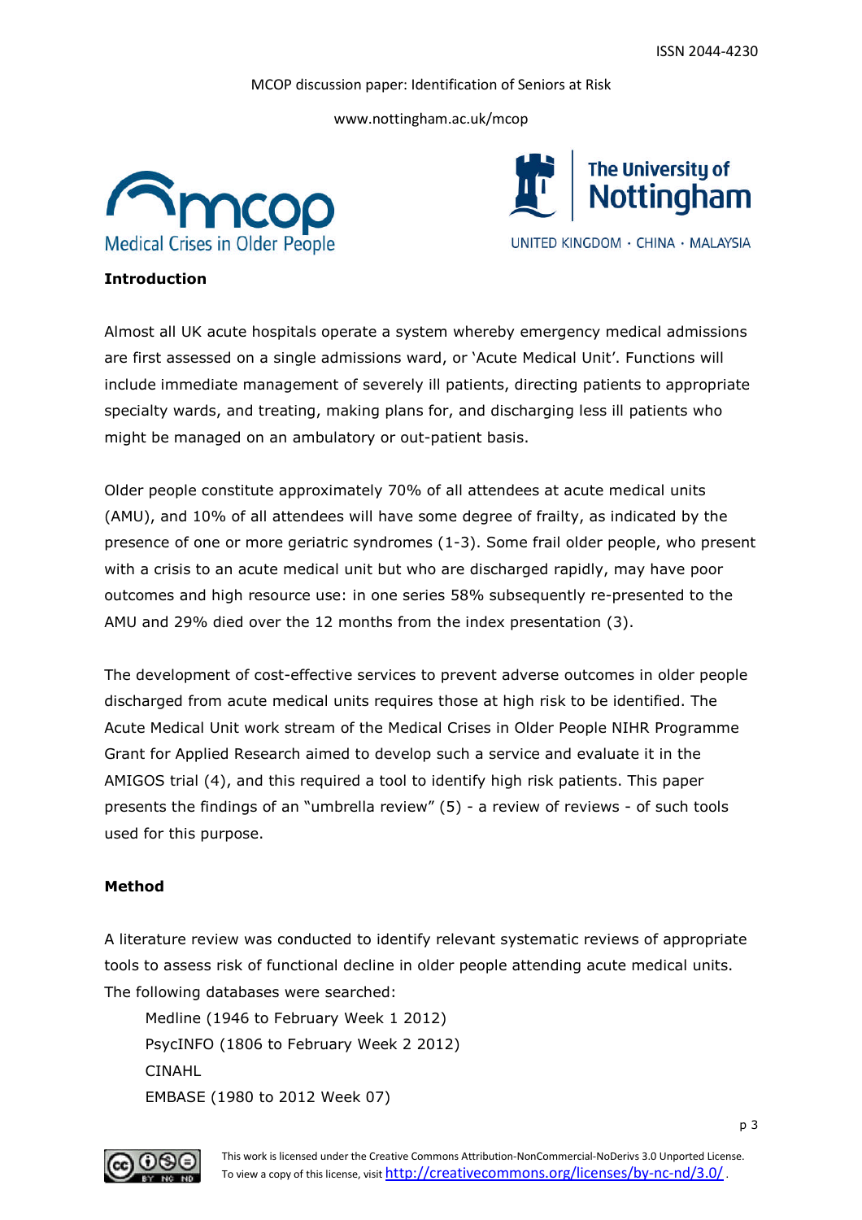## Introduction

Almost all UK acute hospitals operate a system whereby emergency medical admissions are first assessed on a single admissions ward, or 'Acute Medical Unit'. Functions will include immediate management of severely ill patients, directing patients to appropriate specialty wards, and treating, making plans for, and discharging less ill patients who might be managed on an ambulatory or out-patient basis.

Older people constitute approximately 70% of all attendees at acute medical units (AMU), and 10% of all attendees will have some degree of frailty, as indicated by the presence of one or more geriatric syndromes (1-3). Some frail older people, who present with a crisis to an acute medical unit but who are discharged rapidly, may have poor outcomes and high resource use: in one series 58% subsequently re-presented to the AMU and 29% died over the 12 months from the index presentation (3).

The development of cost-effective services to prevent adverse outcomes in older people discharged from acute medical units requires those at high risk to be identified. The Acute Medical Unit work stream of the Medical Crises in Older People NIHR Programme Grant for Applied Research aimed to develop such a service and evaluate it in the AMIGOS trial (4), and this required a tool to identify high risk patients. This paper presents the findings of an "umbrella review" (5) - a review of reviews - of such tools used for this purpose.

## Method

A literature review was conducted to identify relevant systematic reviews of appropriate tools to assess risk of functional decline in older people attending acute medical units. The following databases were searched:

- Medline (1946 to February Week 1 2012)
- PsycINFO (1806 to February Week 2 2012)
- CINAHL
- EMBASE (1980 to 2012 Week 07)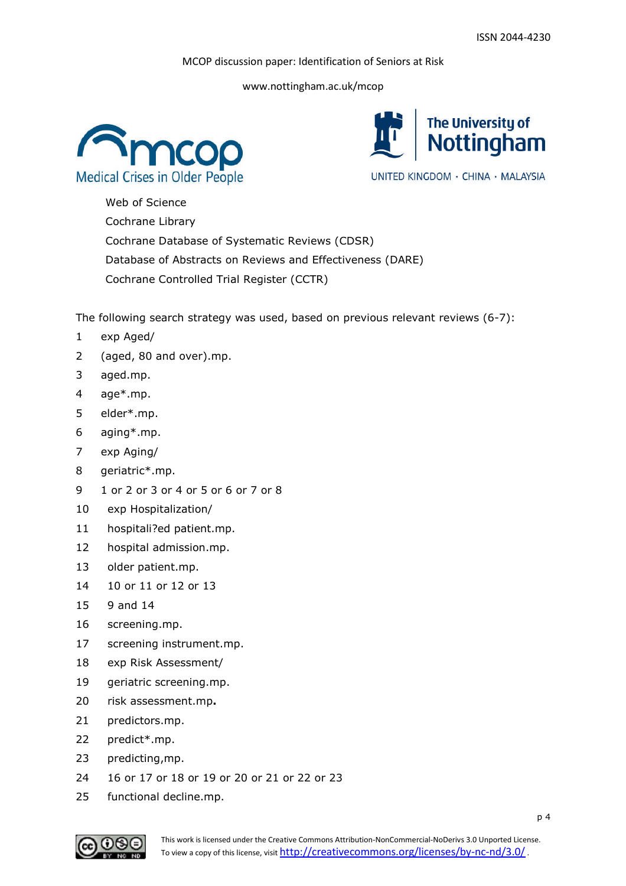Web of Science
Cochrane Library
Cochrane Database of Systematic Reviews (CDSR)
Database of Abstracts on Reviews and Effectiveness (DARE)
Cochrane Controlled Trial Register (CCTR)

The following search strategy was used, based on previous relevant reviews (6-7):

1 exp Aged/
2 (aged, 80 and over).mp.
3 aged.mp.
4 age*.mp.
5 elder*.mp.
6 aging*.mp.
7 exp Aging/
8 geriatric*.mp.
9 1 or 2 or 3 or 4 or 5 or 6 or 7 or 8
10 exp Hospitalization/
11 hospitali?ed patient.mp.
12 hospital admission.mp.
13 older patient.mp.
14 10 or 11 or 12 or 13
15 9 and 14
16 screening.mp.
17 screening instrument.mp.
18 exp Risk Assessment/
19 geriatric screening.mp.
20 risk assessment.mp.
21 predictors.mp.
22 predict*.mp.
23 predicting,mp.
24 16 or 17 or 18 or 19 or 20 or 21 or 22 or 23
25 functional decline.mp.

This work is licensed under the Creative Commons Attribution-NonCommercial-NoDerivs 3.0 Unported License. To view a copy of this license, visit http://creativecommons.org/licenses/by-nc-nd/3.0/.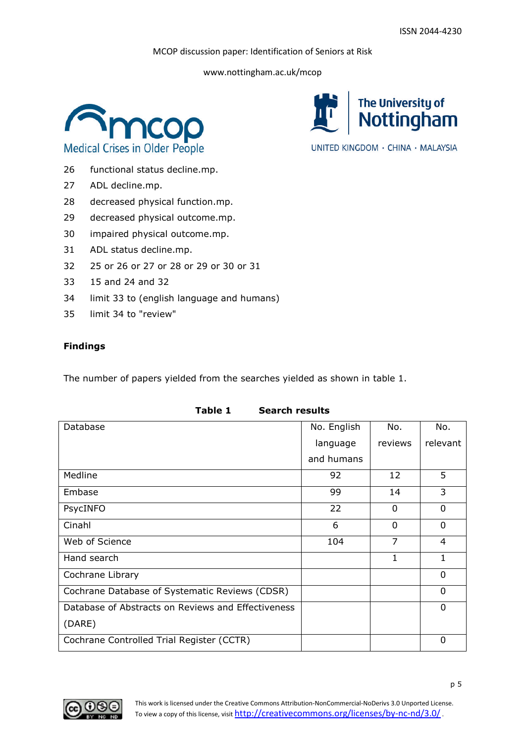26 functional status decline.mp.
27 ADL decline.mp.
28 decreased physical function.mp.
29 decreased physical outcome.mp.
30 impaired physical outcome.mp.
31 ADL status decline.mp.
32 25 or 26 or 27 or 28 or 29 or 30 or 31
33 15 and 24 and 32
34 limit 33 to (english language and humans)
35 limit 34 to "review"

**Findings**

The number of papers yielded from the searches yielded as shown in table 1.

**Table 1 Search results**

| Database | No. English language and humans | No. reviews | No. relevant |
|---|---|---|---|
| Medline | 92 | 12 | 5 |
| Embase | 99 | 14 | 3 |
| PsycINFO | 22 | 0 | 0 |
| Cinahl | 6 | 0 | 0 |
| Web of Science | 104 | 7 | 4 |
| Hand search | | 1 | 1 |
| Cochrane Library | | | 0 |
| Cochrane Database of Systematic Reviews (CDSR) | | | 0 |
| Database of Abstracts on Reviews and Effectiveness (DARE) | | | 0 |
| Cochrane Controlled Trial Register (CCTR) | | | 0 |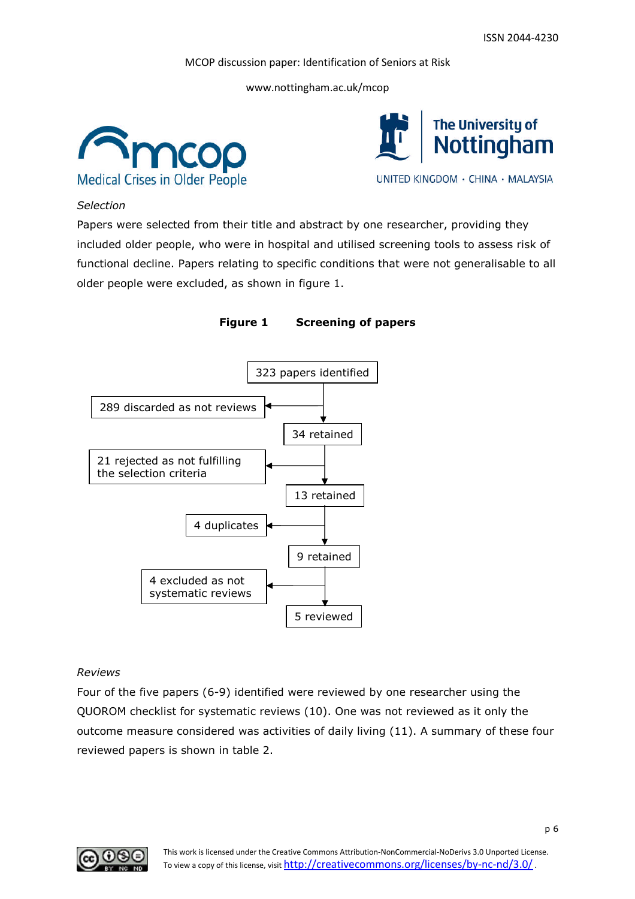*Selection*

Papers were selected from their title and abstract by one researcher, providing they included older people, who were in hospital and utilised screening tools to assess risk of functional decline. Papers relating to specific conditions that were not generalisable to all older people were excluded, as shown in figure 1.

**Figure 1 Screening of papers**

- 323 papers identified
  - 289 discarded as not reviews
- 34 retained
  - 21 rejected as not fulfilling the selection criteria
- 13 retained
  - 4 duplicates
- 9 retained
  - 4 excluded as not systematic reviews
- 5 reviewed

*Reviews*

Four of the five papers (6-9) identified were reviewed by one researcher using the QUOROM checklist for systematic reviews (10). One was not reviewed as it only the outcome measure considered was activities of daily living (11). A summary of these four reviewed papers is shown in table 2.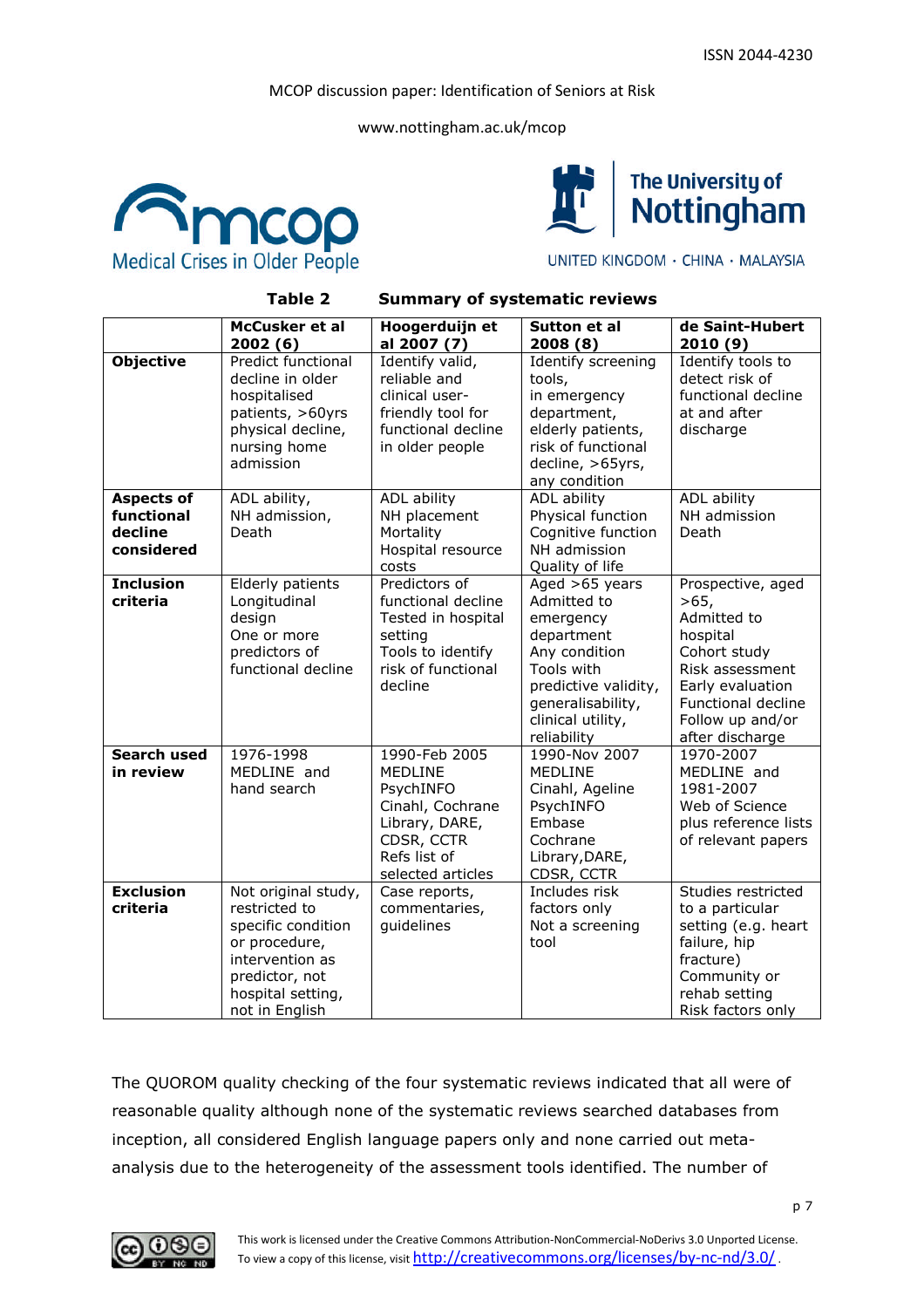**Table 2 Summary of systematic reviews**

| | McCusker et al 2002 (6) | Hoogerduijn et al 2007 (7) | Sutton et al 2008 (8) | de Saint-Hubert 2010 (9) |
|---|---|---|---|---|
| **Objective** | Predict functional decline in older hospitalised patients, >60yrs physical decline, nursing home admission | Identify valid, reliable and clinical user-friendly tool for functional decline in older people | Identify screening tools, in emergency department, elderly patients, risk of functional decline, >65yrs, any condition | Identify tools to detect risk of functional decline at and after discharge |
| **Aspects of functional decline considered** | ADL ability, NH admission, Death | ADL ability NH placement Mortality Hospital resource costs | ADL ability Physical function Cognitive function NH admission Quality of life | ADL ability NH admission Death |
| **Inclusion criteria** | Elderly patients Longitudinal design One or more predictors of functional decline | Predictors of functional decline Tested in hospital setting Tools to identify risk of functional decline | Aged >65 years Admitted to emergency department Any condition Tools with predictive validity, generalisability, clinical utility, reliability | Prospective, aged >65, Admitted to hospital Cohort study Risk assessment Early evaluation Functional decline Follow up and/or after discharge |
| **Search used in review** | 1976-1998 MEDLINE and hand search | 1990-Feb 2005 MEDLINE PsychINFO Cinahl, Cochrane Library, DARE, CDSR, CCTR Refs list of selected articles | 1990-Nov 2007 MEDLINE Cinahl, Ageline PsychINFO Embase Cochrane Library,DARE, CDSR, CCTR | 1970-2007 MEDLINE and 1981-2007 Web of Science plus reference lists of relevant papers |
| **Exclusion criteria** | Not original study, restricted to specific condition or procedure, intervention as predictor, not hospital setting, not in English | Case reports, commentaries, guidelines | Includes risk factors only Not a screening tool | Studies restricted to a particular setting (e.g. heart failure, hip fracture) Community or rehab setting Risk factors only |

The QUOROM quality checking of the four systematic reviews indicated that all were of reasonable quality although none of the systematic reviews searched databases from inception, all considered English language papers only and none carried out meta-analysis due to the heterogeneity of the assessment tools identified. The number of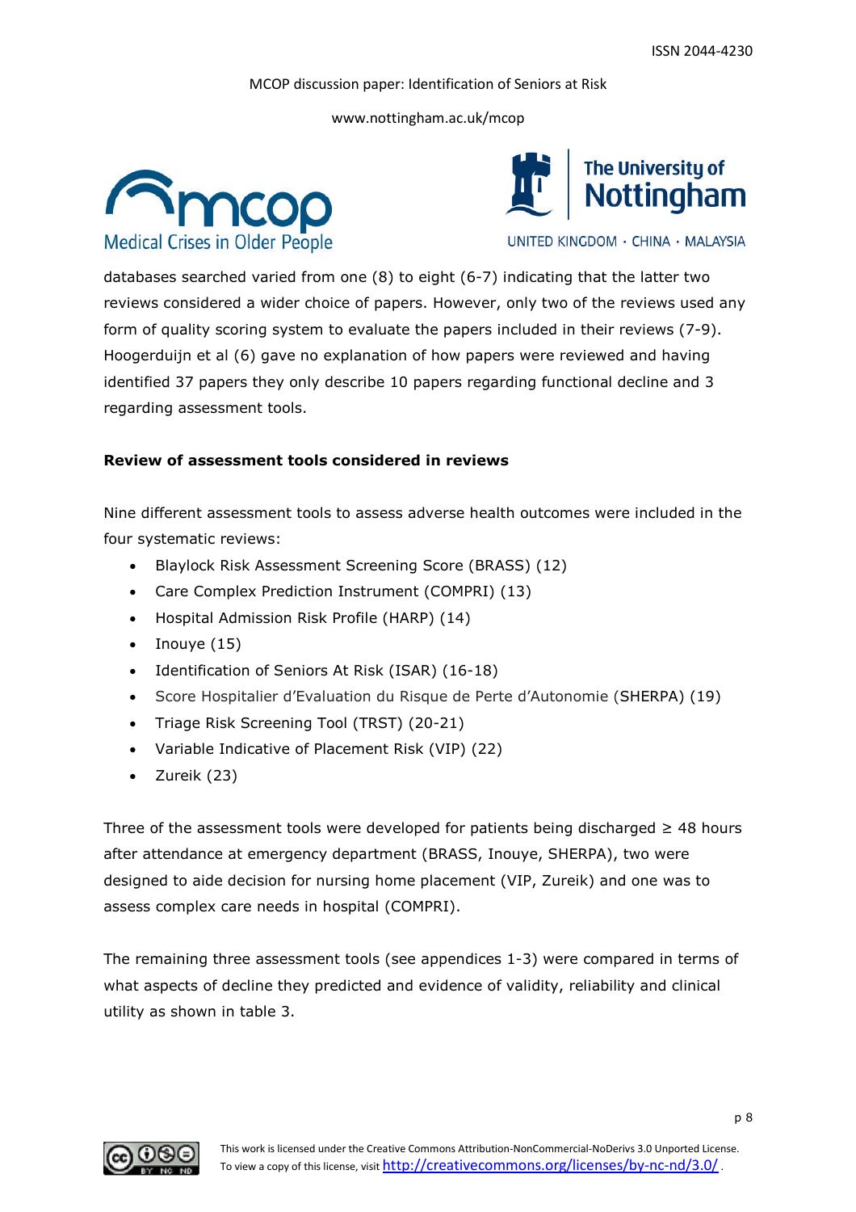databases searched varied from one (8) to eight (6-7) indicating that the latter two reviews considered a wider choice of papers. However, only two of the reviews used any form of quality scoring system to evaluate the papers included in their reviews (7-9). Hoogerduijn et al (6) gave no explanation of how papers were reviewed and having identified 37 papers they only describe 10 papers regarding functional decline and 3 regarding assessment tools.

**Review of assessment tools considered in reviews**

Nine different assessment tools to assess adverse health outcomes were included in the four systematic reviews:

- Blaylock Risk Assessment Screening Score (BRASS) (12)
- Care Complex Prediction Instrument (COMPRI) (13)
- Hospital Admission Risk Profile (HARP) (14)
- Inouye (15)
- Identification of Seniors At Risk (ISAR) (16-18)
- Score Hospitalier d'Evaluation du Risque de Perte d'Autonomie (SHERPA) (19)
- Triage Risk Screening Tool (TRST) (20-21)
- Variable Indicative of Placement Risk (VIP) (22)
- Zureik (23)

Three of the assessment tools were developed for patients being discharged ≥ 48 hours after attendance at emergency department (BRASS, Inouye, SHERPA), two were designed to aide decision for nursing home placement (VIP, Zureik) and one was to assess complex care needs in hospital (COMPRI).

The remaining three assessment tools (see appendices 1-3) were compared in terms of what aspects of decline they predicted and evidence of validity, reliability and clinical utility as shown in table 3.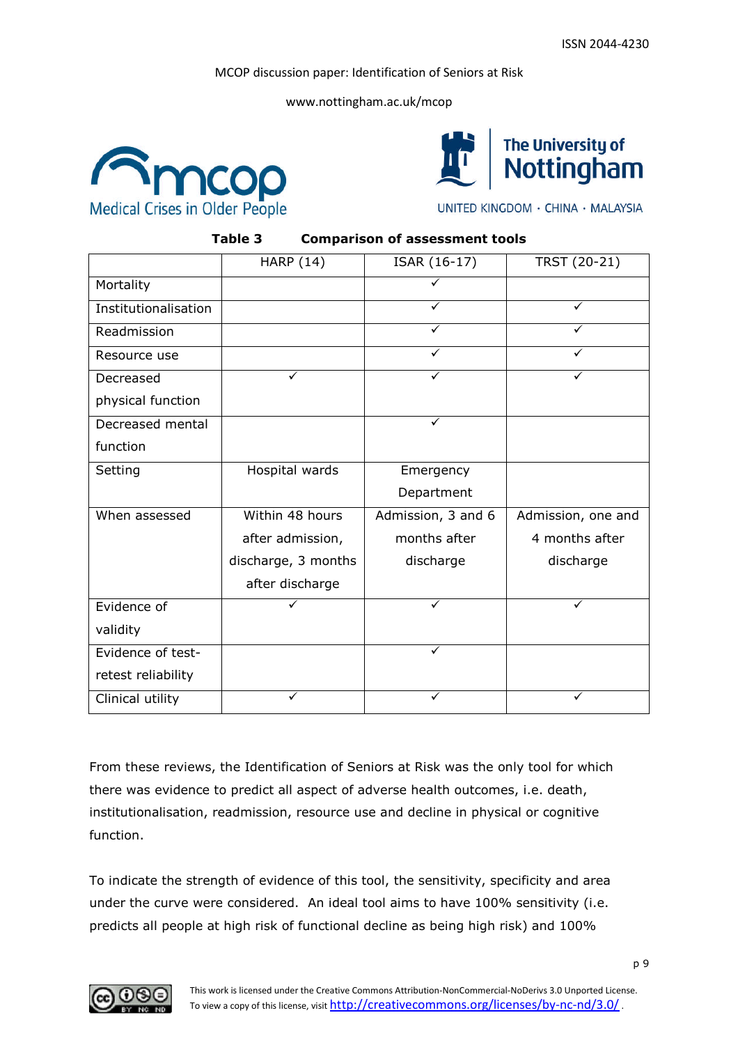**Table 3 Comparison of assessment tools**

| | HARP (14) | ISAR (16-17) | TRST (20-21) |
|---|---|---|---|
| Mortality | | ✓ | |
| Institutionalisation | | ✓ | ✓ |
| Readmission | | ✓ | ✓ |
| Resource use | | ✓ | ✓ |
| Decreased physical function | ✓ | ✓ | ✓ |
| Decreased mental function | | ✓ | |
| Setting | Hospital wards | Emergency Department | |
| When assessed | Within 48 hours after admission, discharge, 3 months after discharge | Admission, 3 and 6 months after discharge | Admission, one and 4 months after discharge |
| Evidence of validity | ✓ | ✓ | ✓ |
| Evidence of test-retest reliability | | ✓ | |
| Clinical utility | ✓ | ✓ | ✓ |

From these reviews, the Identification of Seniors at Risk was the only tool for which there was evidence to predict all aspect of adverse health outcomes, i.e. death, institutionalisation, readmission, resource use and decline in physical or cognitive function.

To indicate the strength of evidence of this tool, the sensitivity, specificity and area under the curve were considered. An ideal tool aims to have 100% sensitivity (i.e. predicts all people at high risk of functional decline as being high risk) and 100%

This work is licensed under the Creative Commons Attribution-NonCommercial-NoDerivs 3.0 Unported License. To view a copy of this license, visit http://creativecommons.org/licenses/by-nc-nd/3.0/.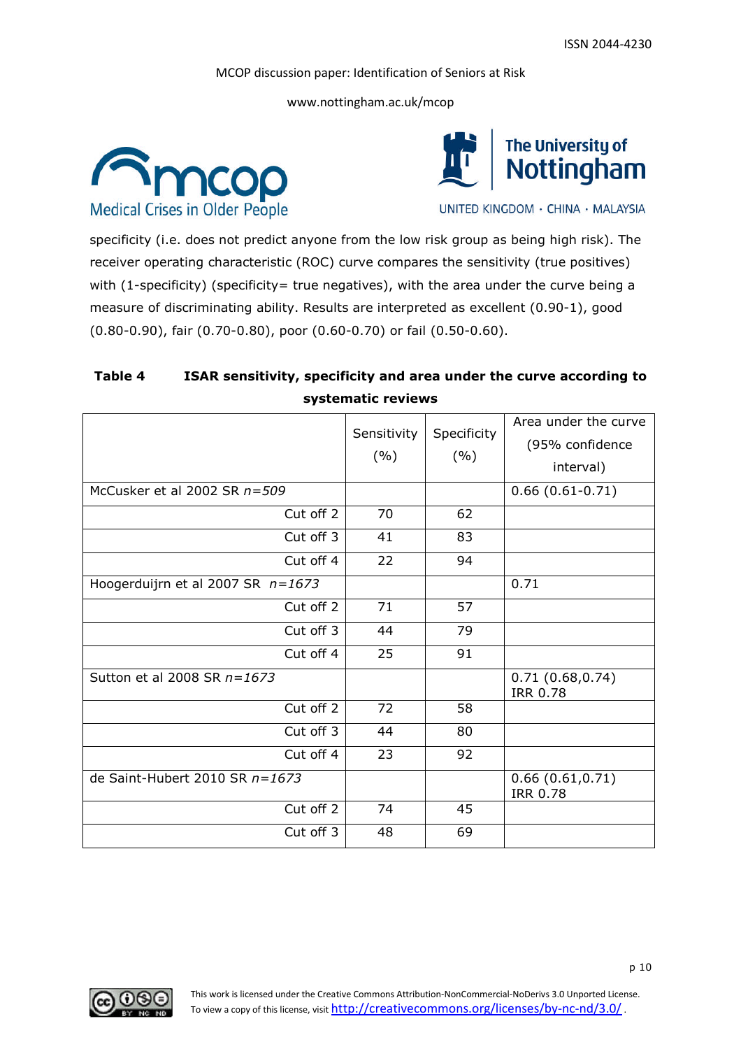specificity (i.e. does not predict anyone from the low risk group as being high risk). The receiver operating characteristic (ROC) curve compares the sensitivity (true positives) with (1-specificity) (specificity= true negatives), with the area under the curve being a measure of discriminating ability. Results are interpreted as excellent (0.90-1), good (0.80-0.90), fair (0.70-0.80), poor (0.60-0.70) or fail (0.50-0.60).

**Table 4 ISAR sensitivity, specificity and area under the curve according to systematic reviews**

| | Sensitivity (%) | Specificity (%) | Area under the curve (95% confidence interval) |
|---|---|---|---|
| McCusker et al 2002 SR *n=509* | | | 0.66 (0.61-0.71) |
| Cut off 2 | 70 | 62 | |
| Cut off 3 | 41 | 83 | |
| Cut off 4 | 22 | 94 | |
| Hoogerduijrn et al 2007 SR *n=1673* | | | 0.71 |
| Cut off 2 | 71 | 57 | |
| Cut off 3 | 44 | 79 | |
| Cut off 4 | 25 | 91 | |
| Sutton et al 2008 SR *n=1673* | | | 0.71 (0.68,0.74) IRR 0.78 |
| Cut off 2 | 72 | 58 | |
| Cut off 3 | 44 | 80 | |
| Cut off 4 | 23 | 92 | |
| de Saint-Hubert 2010 SR *n=1673* | | | 0.66 (0.61,0.71) IRR 0.78 |
| Cut off 2 | 74 | 45 | |
| Cut off 3 | 48 | 69 | |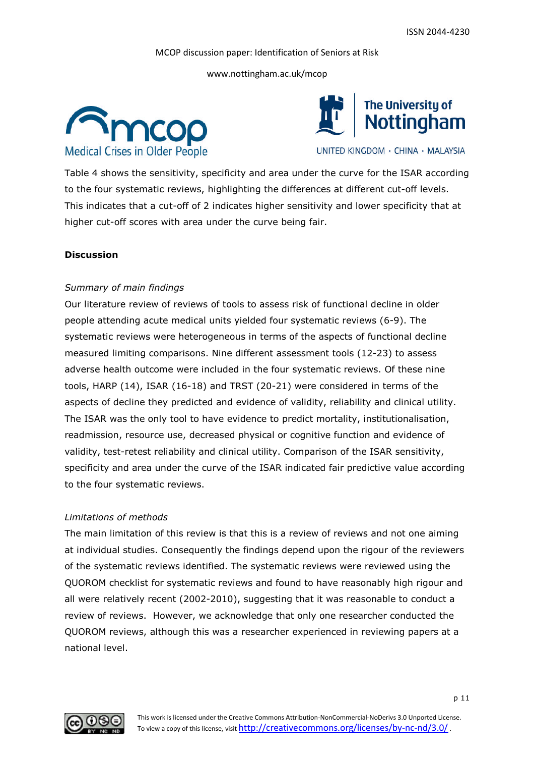Table 4 shows the sensitivity, specificity and area under the curve for the ISAR according to the four systematic reviews, highlighting the differences at different cut-off levels. This indicates that a cut-off of 2 indicates higher sensitivity and lower specificity that at higher cut-off scores with area under the curve being fair.

**Discussion**

*Summary of main findings*

Our literature review of reviews of tools to assess risk of functional decline in older people attending acute medical units yielded four systematic reviews (6-9). The systematic reviews were heterogeneous in terms of the aspects of functional decline measured limiting comparisons. Nine different assessment tools (12-23) to assess adverse health outcome were included in the four systematic reviews. Of these nine tools, HARP (14), ISAR (16-18) and TRST (20-21) were considered in terms of the aspects of decline they predicted and evidence of validity, reliability and clinical utility. The ISAR was the only tool to have evidence to predict mortality, institutionalisation, readmission, resource use, decreased physical or cognitive function and evidence of validity, test-retest reliability and clinical utility. Comparison of the ISAR sensitivity, specificity and area under the curve of the ISAR indicated fair predictive value according to the four systematic reviews.

*Limitations of methods*

The main limitation of this review is that this is a review of reviews and not one aiming at individual studies. Consequently the findings depend upon the rigour of the reviewers of the systematic reviews identified. The systematic reviews were reviewed using the QUOROM checklist for systematic reviews and found to have reasonably high rigour and all were relatively recent (2002-2010), suggesting that it was reasonable to conduct a review of reviews. However, we acknowledge that only one researcher conducted the QUOROM reviews, although this was a researcher experienced in reviewing papers at a national level.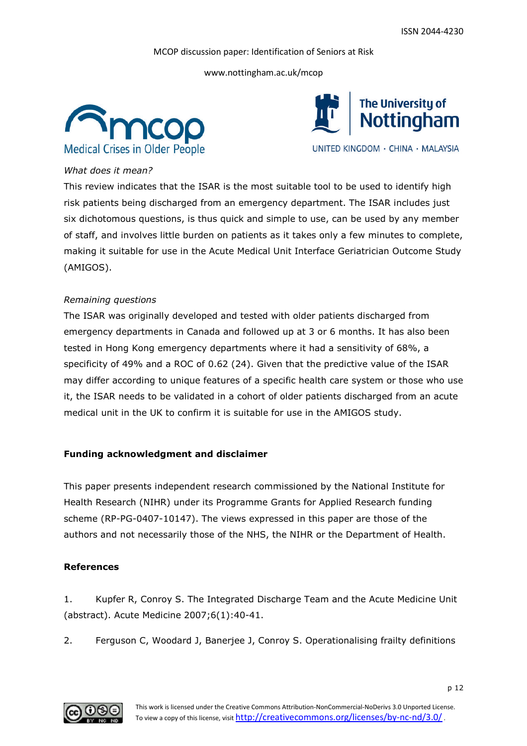*What does it mean?*

This review indicates that the ISAR is the most suitable tool to be used to identify high risk patients being discharged from an emergency department. The ISAR includes just six dichotomous questions, is thus quick and simple to use, can be used by any member of staff, and involves little burden on patients as it takes only a few minutes to complete, making it suitable for use in the Acute Medical Unit Interface Geriatrician Outcome Study (AMIGOS).

*Remaining questions*

The ISAR was originally developed and tested with older patients discharged from emergency departments in Canada and followed up at 3 or 6 months. It has also been tested in Hong Kong emergency departments where it had a sensitivity of 68%, a specificity of 49% and a ROC of 0.62 (24). Given that the predictive value of the ISAR may differ according to unique features of a specific health care system or those who use it, the ISAR needs to be validated in a cohort of older patients discharged from an acute medical unit in the UK to confirm it is suitable for use in the AMIGOS study.

**Funding acknowledgment and disclaimer**

This paper presents independent research commissioned by the National Institute for Health Research (NIHR) under its Programme Grants for Applied Research funding scheme (RP-PG-0407-10147). The views expressed in this paper are those of the authors and not necessarily those of the NHS, the NIHR or the Department of Health.

**References**

1. Kupfer R, Conroy S. The Integrated Discharge Team and the Acute Medicine Unit (abstract). Acute Medicine 2007;6(1):40-41.

2. Ferguson C, Woodard J, Banerjee J, Conroy S. Operationalising frailty definitions

This work is licensed under the Creative Commons Attribution-NonCommercial-NoDerivs 3.0 Unported License. To view a copy of this license, visit http://creativecommons.org/licenses/by-nc-nd/3.0/.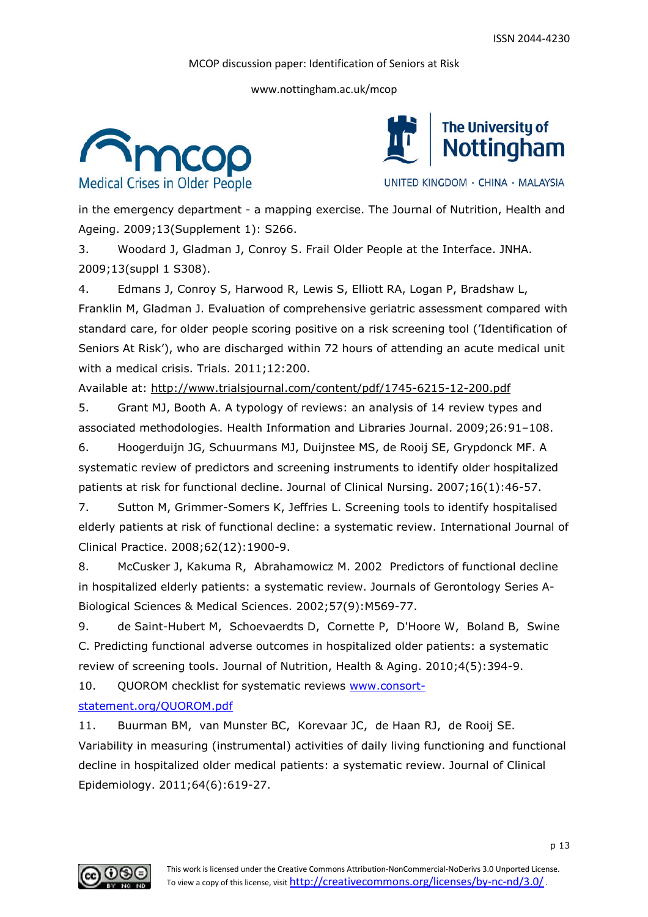in the emergency department - a mapping exercise. The Journal of Nutrition, Health and Ageing. 2009;13(Supplement 1): S266.

3. Woodard J, Gladman J, Conroy S. Frail Older People at the Interface. JNHA. 2009;13(suppl 1 S308).

4. Edmans J, Conroy S, Harwood R, Lewis S, Elliott RA, Logan P, Bradshaw L, Franklin M, Gladman J. Evaluation of comprehensive geriatric assessment compared with standard care, for older people scoring positive on a risk screening tool ('Identification of Seniors At Risk'), who are discharged within 72 hours of attending an acute medical unit with a medical crisis. Trials. 2011;12:200.
Available at: http://www.trialsjournal.com/content/pdf/1745-6215-12-200.pdf

5. Grant MJ, Booth A. A typology of reviews: an analysis of 14 review types and associated methodologies. Health Information and Libraries Journal. 2009;26:91–108.

6. Hoogerduijn JG, Schuurmans MJ, Duijnstee MS, de Rooij SE, Grypdonck MF. A systematic review of predictors and screening instruments to identify older hospitalized patients at risk for functional decline. Journal of Clinical Nursing. 2007;16(1):46-57.

7. Sutton M, Grimmer-Somers K, Jeffries L. Screening tools to identify hospitalised elderly patients at risk of functional decline: a systematic review. International Journal of Clinical Practice. 2008;62(12):1900-9.

8. McCusker J, Kakuma R, Abrahamowicz M. 2002 Predictors of functional decline in hospitalized elderly patients: a systematic review. Journals of Gerontology Series A-Biological Sciences & Medical Sciences. 2002;57(9):M569-77.

9. de Saint-Hubert M, Schoevaerdts D, Cornette P, D'Hoore W, Boland B, Swine C. Predicting functional adverse outcomes in hospitalized older patients: a systematic review of screening tools. Journal of Nutrition, Health & Aging. 2010;4(5):394-9.

10. QUOROM checklist for systematic reviews www.consort-statement.org/QUOROM.pdf

11. Buurman BM, van Munster BC, Korevaar JC, de Haan RJ, de Rooij SE. Variability in measuring (instrumental) activities of daily living functioning and functional decline in hospitalized older medical patients: a systematic review. Journal of Clinical Epidemiology. 2011;64(6):619-27.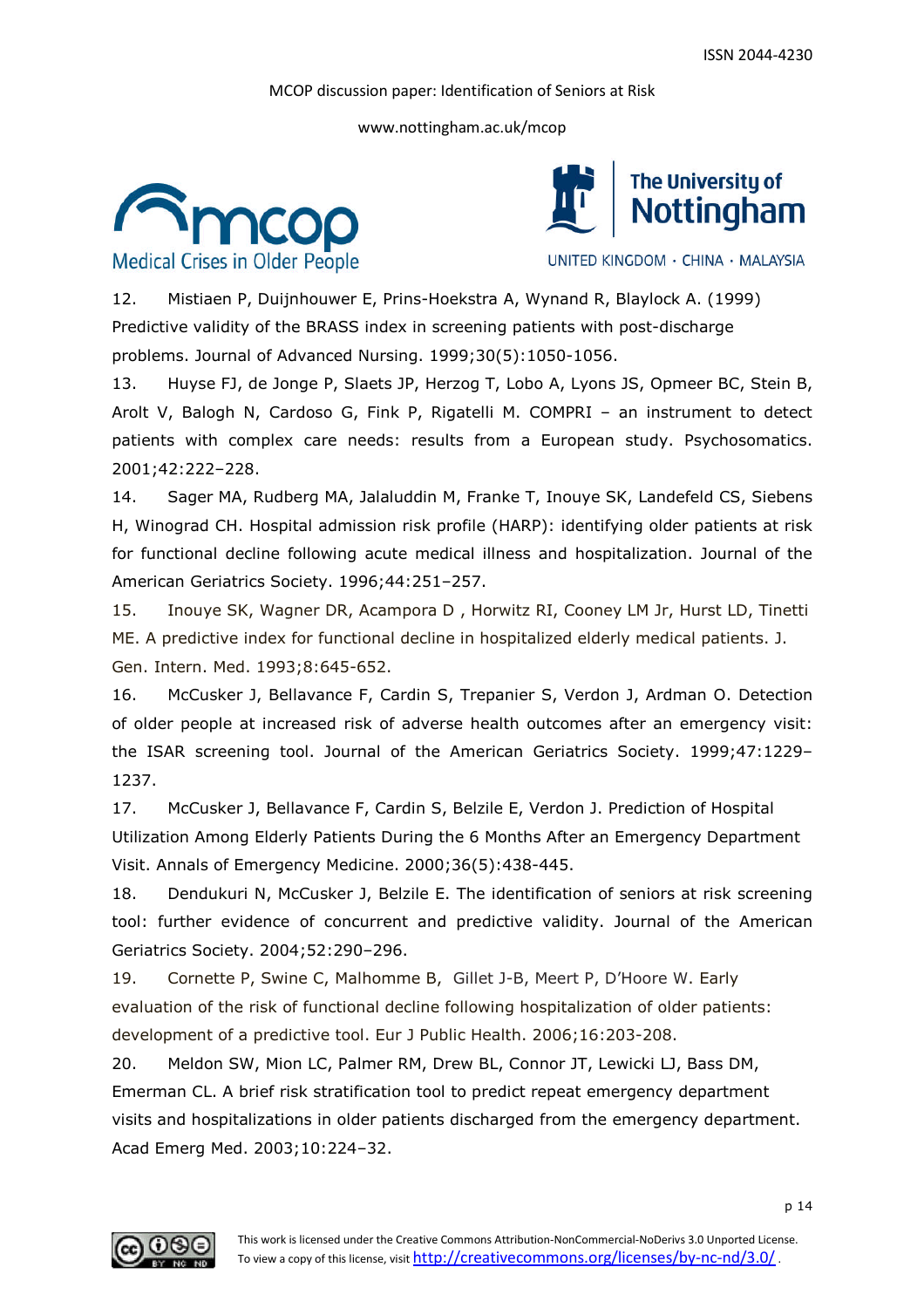12. Mistiaen P, Duijnhouwer E, Prins-Hoekstra A, Wynand R, Blaylock A. (1999) Predictive validity of the BRASS index in screening patients with post-discharge problems. Journal of Advanced Nursing. 1999;30(5):1050-1056.

13. Huyse FJ, de Jonge P, Slaets JP, Herzog T, Lobo A, Lyons JS, Opmeer BC, Stein B, Arolt V, Balogh N, Cardoso G, Fink P, Rigatelli M. COMPRI – an instrument to detect patients with complex care needs: results from a European study. Psychosomatics. 2001;42:222–228.

14. Sager MA, Rudberg MA, Jalaluddin M, Franke T, Inouye SK, Landefeld CS, Siebens H, Winograd CH. Hospital admission risk profile (HARP): identifying older patients at risk for functional decline following acute medical illness and hospitalization. Journal of the American Geriatrics Society. 1996;44:251–257.

15. Inouye SK, Wagner DR, Acampora D , Horwitz RI, Cooney LM Jr, Hurst LD, Tinetti ME. A predictive index for functional decline in hospitalized elderly medical patients. J. Gen. Intern. Med. 1993;8:645-652.

16. McCusker J, Bellavance F, Cardin S, Trepanier S, Verdon J, Ardman O. Detection of older people at increased risk of adverse health outcomes after an emergency visit: the ISAR screening tool. Journal of the American Geriatrics Society. 1999;47:1229–1237.

17. McCusker J, Bellavance F, Cardin S, Belzile E, Verdon J. Prediction of Hospital Utilization Among Elderly Patients During the 6 Months After an Emergency Department Visit. Annals of Emergency Medicine. 2000;36(5):438-445.

18. Dendukuri N, McCusker J, Belzile E. The identification of seniors at risk screening tool: further evidence of concurrent and predictive validity. Journal of the American Geriatrics Society. 2004;52:290–296.

19. Cornette P, Swine C, Malhomme B, Gillet J-B, Meert P, D'Hoore W. Early evaluation of the risk of functional decline following hospitalization of older patients: development of a predictive tool. Eur J Public Health. 2006;16:203-208.

20. Meldon SW, Mion LC, Palmer RM, Drew BL, Connor JT, Lewicki LJ, Bass DM, Emerman CL. A brief risk stratification tool to predict repeat emergency department visits and hospitalizations in older patients discharged from the emergency department. Acad Emerg Med. 2003;10:224–32.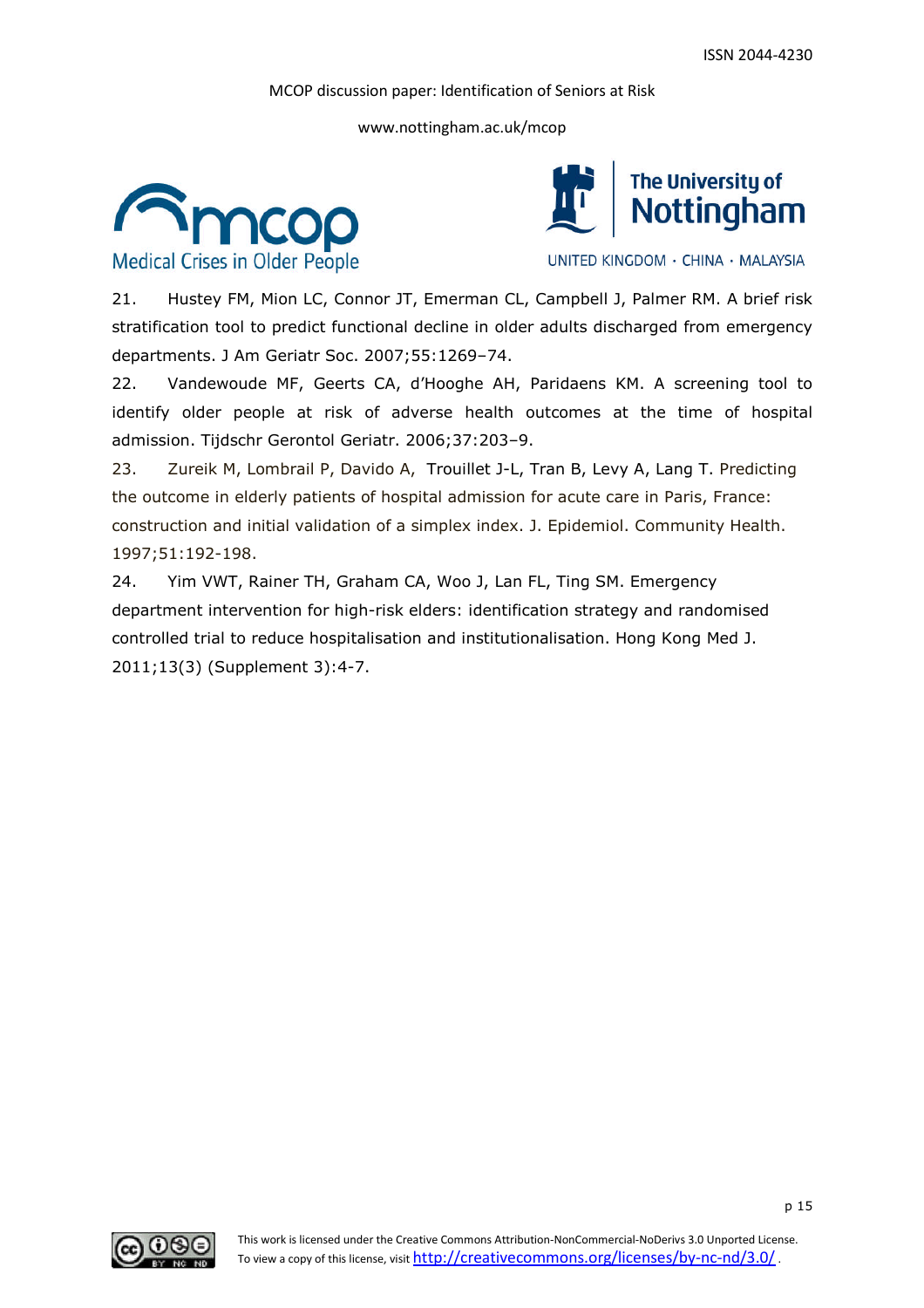21. Hustey FM, Mion LC, Connor JT, Emerman CL, Campbell J, Palmer RM. A brief risk stratification tool to predict functional decline in older adults discharged from emergency departments. J Am Geriatr Soc. 2007;55:1269–74.

22. Vandewoude MF, Geerts CA, d'Hooghe AH, Paridaens KM. A screening tool to identify older people at risk of adverse health outcomes at the time of hospital admission. Tijdschr Gerontol Geriatr. 2006;37:203–9.

23. Zureik M, Lombrail P, Davido A, Trouillet J-L, Tran B, Levy A, Lang T. Predicting the outcome in elderly patients of hospital admission for acute care in Paris, France: construction and initial validation of a simplex index. J. Epidemiol. Community Health. 1997;51:192-198.

24. Yim VWT, Rainer TH, Graham CA, Woo J, Lan FL, Ting SM. Emergency department intervention for high-risk elders: identification strategy and randomised controlled trial to reduce hospitalisation and institutionalisation. Hong Kong Med J. 2011;13(3) (Supplement 3):4-7.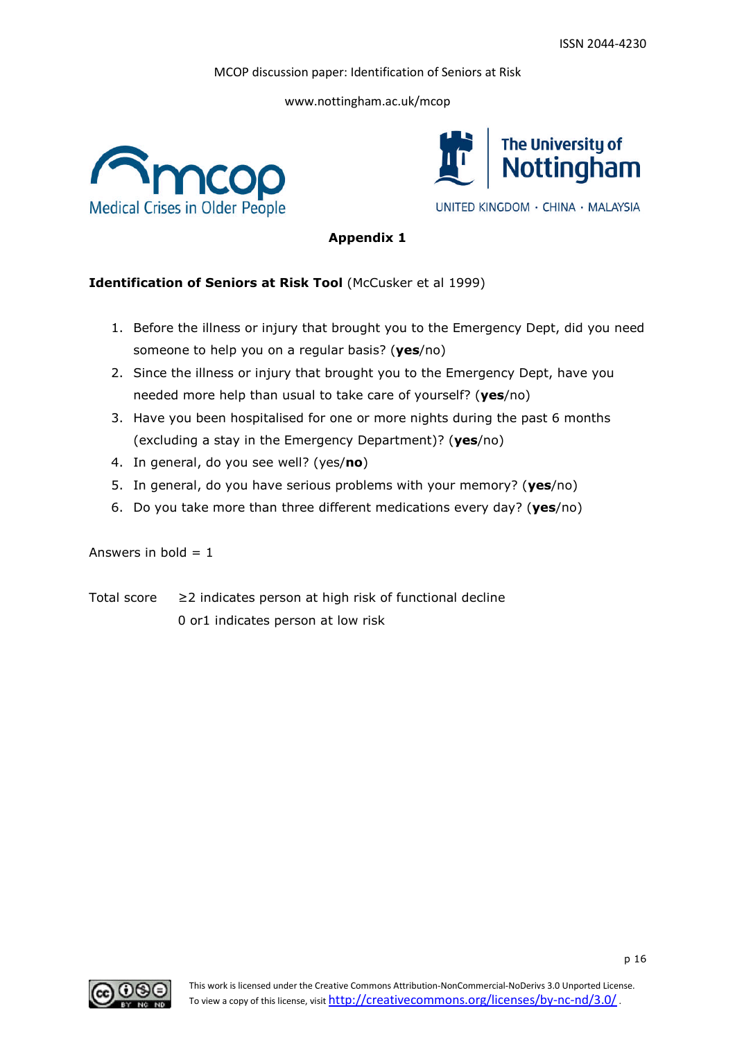## Appendix 1

**Identification of Seniors at Risk Tool** (McCusker et al 1999)

1. Before the illness or injury that brought you to the Emergency Dept, did you need someone to help you on a regular basis? (**yes**/no)
2. Since the illness or injury that brought you to the Emergency Dept, have you needed more help than usual to take care of yourself? (**yes**/no)
3. Have you been hospitalised for one or more nights during the past 6 months (excluding a stay in the Emergency Department)? (**yes**/no)
4. In general, do you see well? (yes/**no**)
5. In general, do you have serious problems with your memory? (**yes**/no)
6. Do you take more than three different medications every day? (**yes**/no)

Answers in bold = 1

Total score ≥2 indicates person at high risk of functional decline
0 or1 indicates person at low risk

This work is licensed under the Creative Commons Attribution-NonCommercial-NoDerivs 3.0 Unported License. To view a copy of this license, visit http://creativecommons.org/licenses/by-nc-nd/3.0/.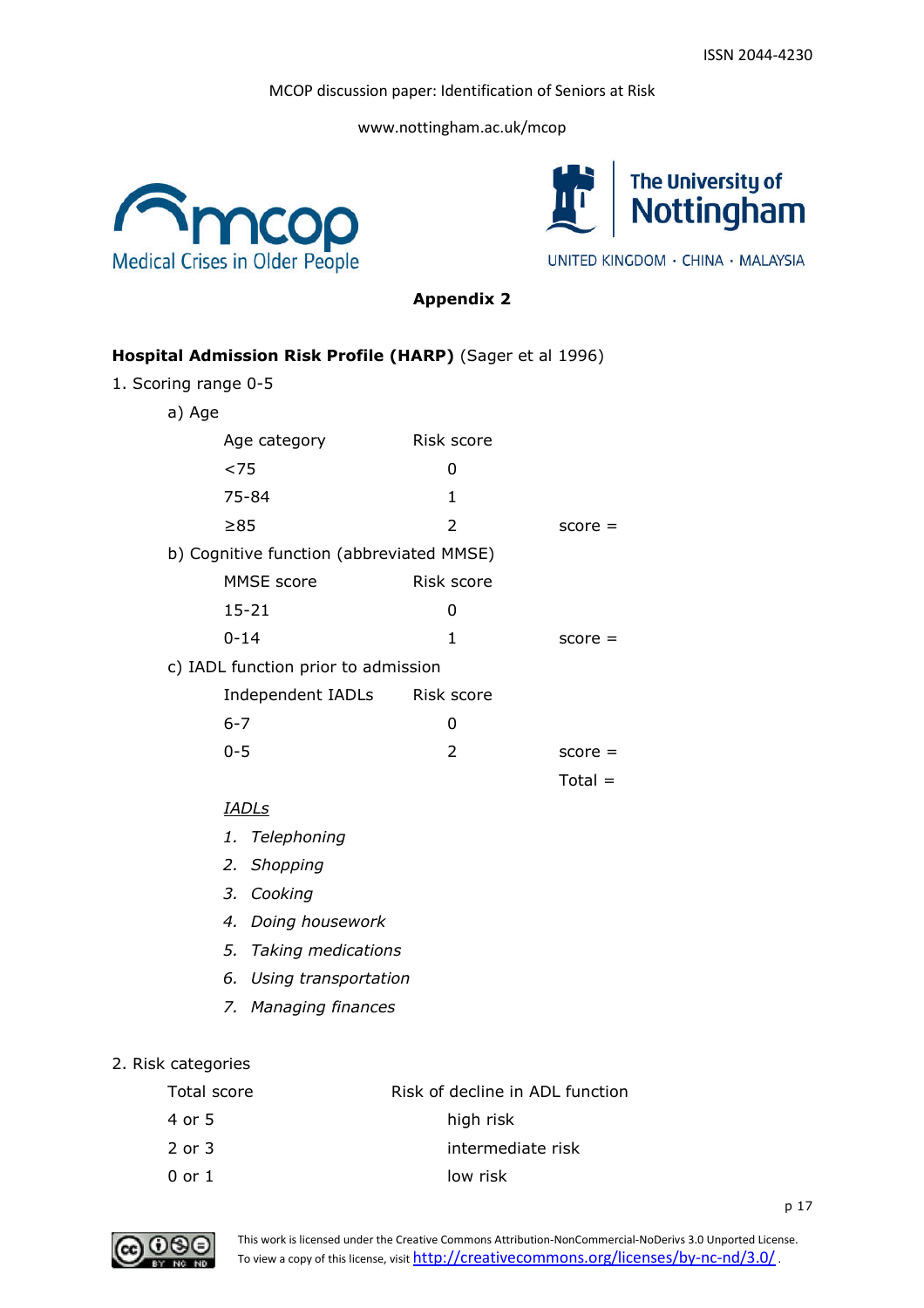## Appendix 2

**Hospital Admission Risk Profile (HARP)** (Sager et al 1996)

1. Scoring range 0-5

a) Age

| Age category | Risk score | |
|---|---|---|
| <75 | 0 | |
| 75-84 | 1 | |
| ≥85 | 2 | score = |

b) Cognitive function (abbreviated MMSE)

| MMSE score | Risk score | |
|---|---|---|
| 15-21 | 0 | |
| 0-14 | 1 | score = |

c) IADL function prior to admission

| Independent IADLs | Risk score | |
|---|---|---|
| 6-7 | 0 | |
| 0-5 | 2 | score = |
| | | Total = |

*IADLs*

1. *Telephoning*
2. *Shopping*
3. *Cooking*
4. *Doing housework*
5. *Taking medications*
6. *Using transportation*
7. *Managing finances*

2. Risk categories

| Total score | Risk of decline in ADL function |
|---|---|
| 4 or 5 | high risk |
| 2 or 3 | intermediate risk |
| 0 or 1 | low risk |

This work is licensed under the Creative Commons Attribution-NonCommercial-NoDerivs 3.0 Unported License. To view a copy of this license, visit http://creativecommons.org/licenses/by-nc-nd/3.0/.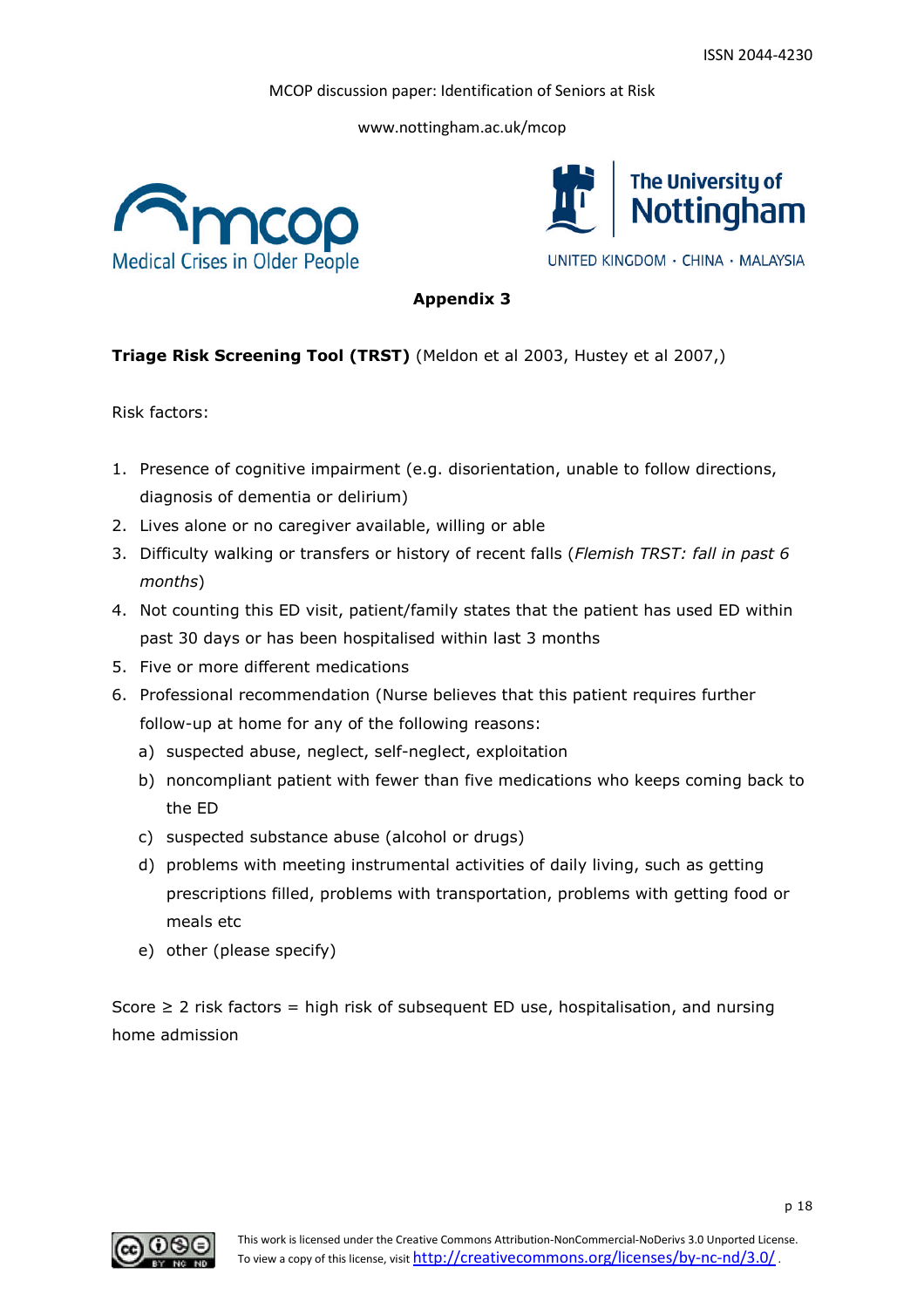## Appendix 3

**Triage Risk Screening Tool (TRST)** (Meldon et al 2003, Hustey et al 2007,)

Risk factors:

1. Presence of cognitive impairment (e.g. disorientation, unable to follow directions, diagnosis of dementia or delirium)
2. Lives alone or no caregiver available, willing or able
3. Difficulty walking or transfers or history of recent falls (*Flemish TRST: fall in past 6 months*)
4. Not counting this ED visit, patient/family states that the patient has used ED within past 30 days or has been hospitalised within last 3 months
5. Five or more different medications
6. Professional recommendation (Nurse believes that this patient requires further follow-up at home for any of the following reasons:
   a) suspected abuse, neglect, self-neglect, exploitation
   b) noncompliant patient with fewer than five medications who keeps coming back to the ED
   c) suspected substance abuse (alcohol or drugs)
   d) problems with meeting instrumental activities of daily living, such as getting prescriptions filled, problems with transportation, problems with getting food or meals etc
   e) other (please specify)

Score ≥ 2 risk factors = high risk of subsequent ED use, hospitalisation, and nursing home admission

This work is licensed under the Creative Commons Attribution-NonCommercial-NoDerivs 3.0 Unported License. To view a copy of this license, visit http://creativecommons.org/licenses/by-nc-nd/3.0/.